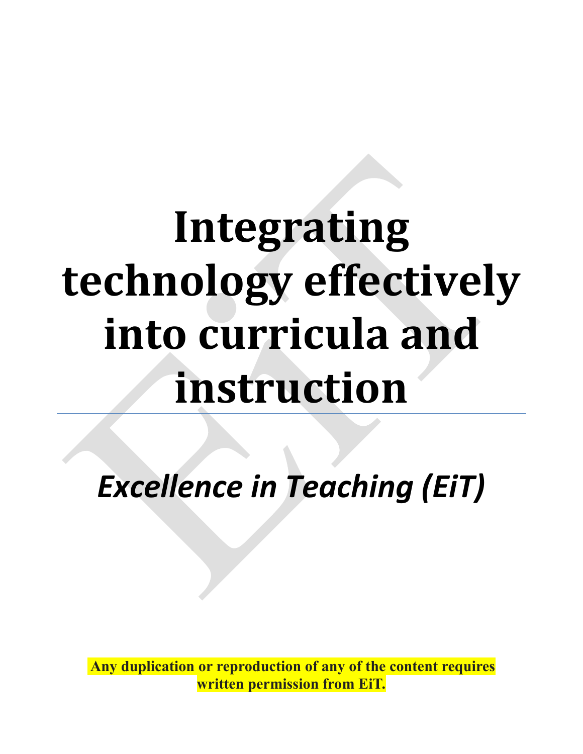# Integrating technology effectively into curricula and instruction

---

*Excellence in Teaching (EiT)*

**Any duplication or reproduction of any of the content requires written permission from EiT.**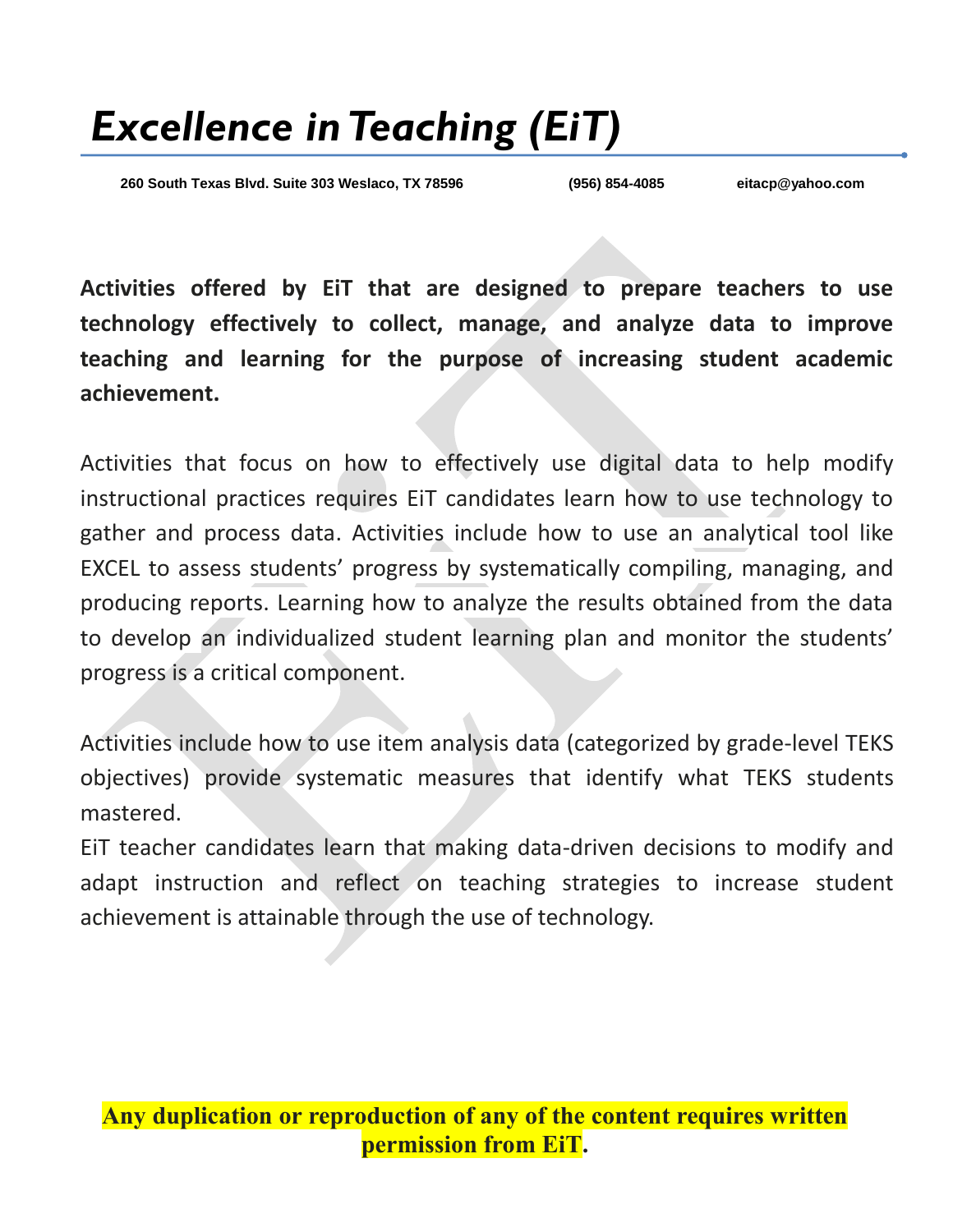# *Excellence in Teaching (EiT)*

260 South Texas Blvd. Suite 303 Weslaco, TX 78596 (956) 854-4085 eitacp@yahoo.com

**Activities offered by EiT that are designed to prepare teachers to use technology effectively to collect, manage, and analyze data to improve teaching and learning for the purpose of increasing student academic achievement.**

Activities that focus on how to effectively use digital data to help modify instructional practices requires EiT candidates learn how to use technology to gather and process data. Activities include how to use an analytical tool like EXCEL to assess students' progress by systematically compiling, managing, and producing reports. Learning how to analyze the results obtained from the data to develop an individualized student learning plan and monitor the students' progress is a critical component.

Activities include how to use item analysis data (categorized by grade-level TEKS objectives) provide systematic measures that identify what TEKS students mastered.

EiT teacher candidates learn that making data-driven decisions to modify and adapt instruction and reflect on teaching strategies to increase student achievement is attainable through the use of technology.

**Any duplication or reproduction of any of the content requires written permission from EiT.**